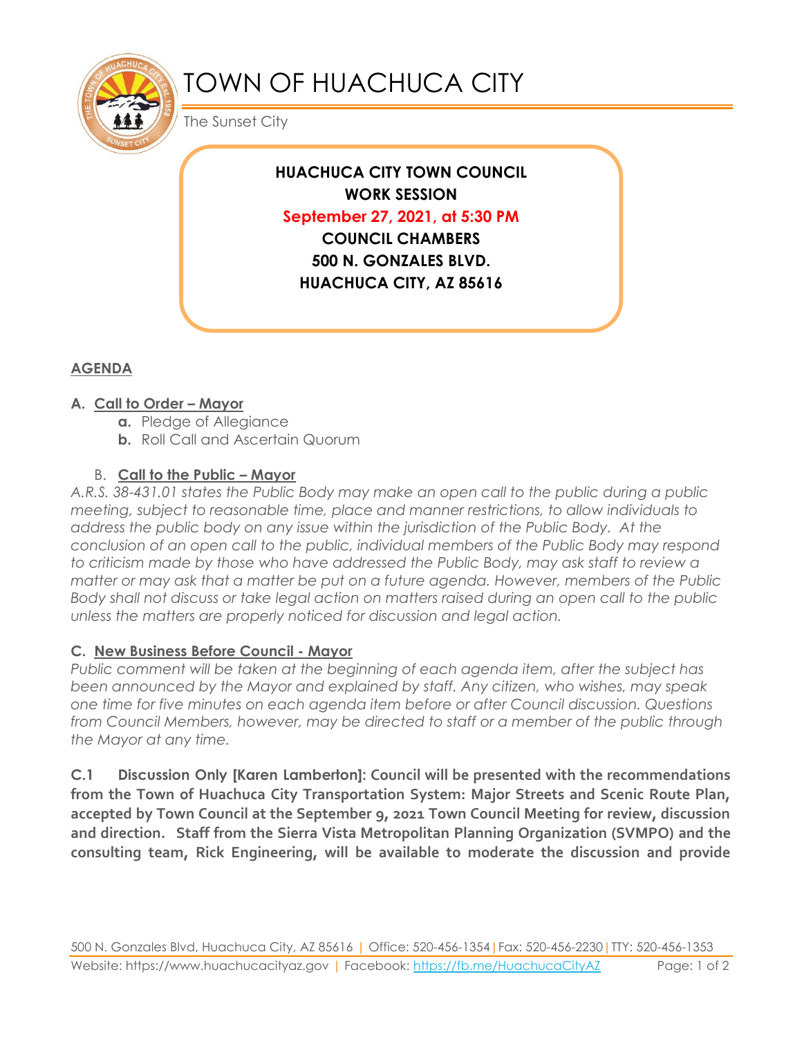# TOWN OF HUACHUCA CITY

The Sunset City

**HUACHUCA CITY TOWN COUNCIL**
**WORK SESSION**
**September 27, 2021, at 5:30 PM**
**COUNCIL CHAMBERS**
**500 N. GONZALES BLVD.**
**HUACHUCA CITY, AZ 85616**

## AGENDA

### A. Call to Order – Mayor

- **a.** Pledge of Allegiance
- **b.** Roll Call and Ascertain Quorum

### B. Call to the Public – Mayor

*A.R.S. 38-431.01 states the Public Body may make an open call to the public during a public meeting, subject to reasonable time, place and manner restrictions, to allow individuals to address the public body on any issue within the jurisdiction of the Public Body. At the conclusion of an open call to the public, individual members of the Public Body may respond to criticism made by those who have addressed the Public Body, may ask staff to review a matter or may ask that a matter be put on a future agenda. However, members of the Public Body shall not discuss or take legal action on matters raised during an open call to the public unless the matters are properly noticed for discussion and legal action.*

### C. New Business Before Council - Mayor

*Public comment will be taken at the beginning of each agenda item, after the subject has been announced by the Mayor and explained by staff. Any citizen, who wishes, may speak one time for five minutes on each agenda item before or after Council discussion. Questions from Council Members, however, may be directed to staff or a member of the public through the Mayor at any time.*

**C.1 Discussion Only [Karen Lamberton]: Council will be presented with the recommendations from the Town of Huachuca City Transportation System: Major Streets and Scenic Route Plan, accepted by Town Council at the September 9, 2021 Town Council Meeting for review, discussion and direction. Staff from the Sierra Vista Metropolitan Planning Organization (SVMPO) and the consulting team, Rick Engineering, will be available to moderate the discussion and provide**

500 N. Gonzales Blvd, Huachuca City, AZ 85616 | Office: 520-456-1354 | Fax: 520-456-2230 | TTY: 520-456-1353
Website: https://www.huachucacityaz.gov | Facebook: https://fb.me/HuachucaCityAZ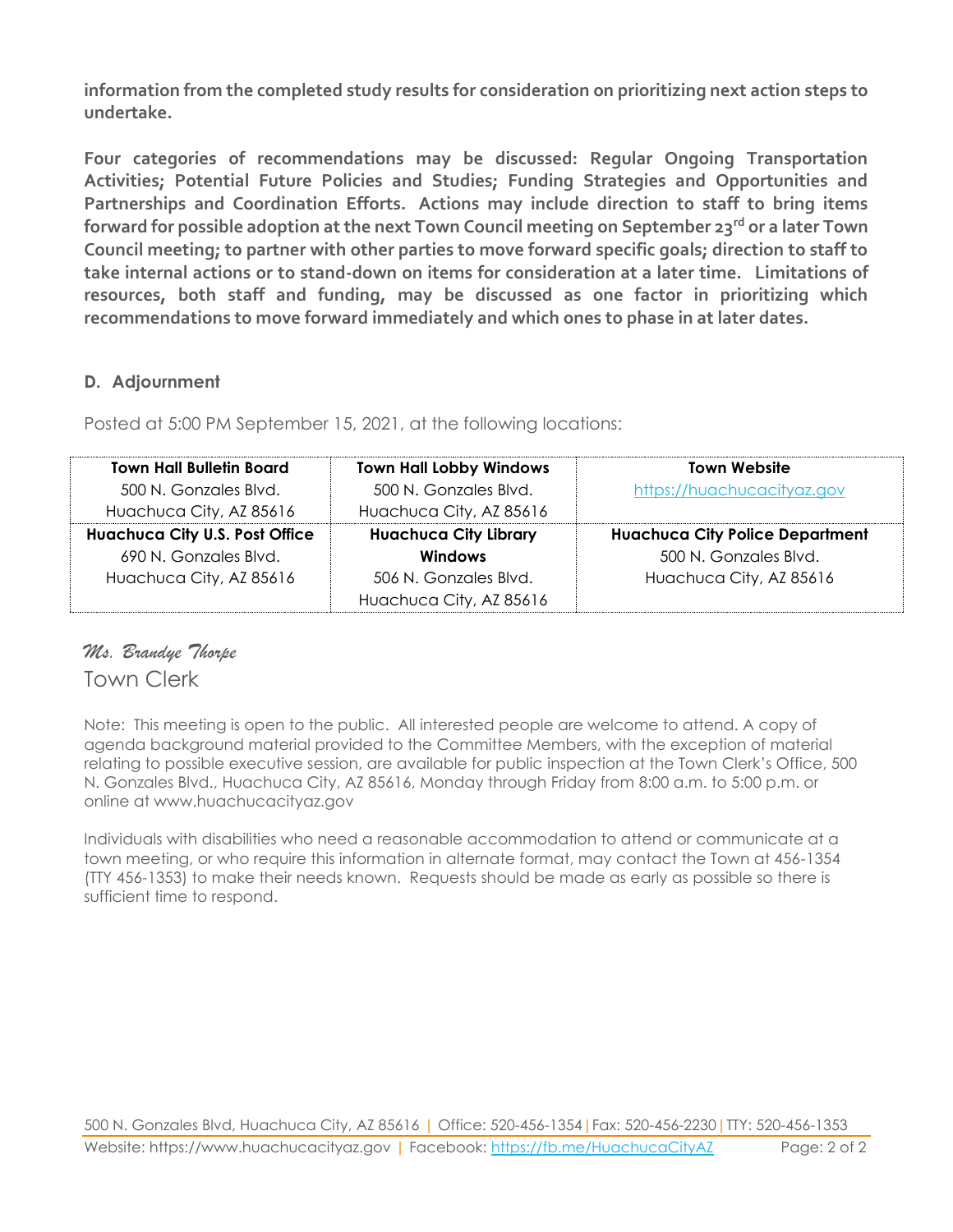**information from the completed study results for consideration on prioritizing next action steps to undertake.**

**Four categories of recommendations may be discussed: Regular Ongoing Transportation Activities; Potential Future Policies and Studies; Funding Strategies and Opportunities and Partnerships and Coordination Efforts. Actions may include direction to staff to bring items forward for possible adoption at the next Town Council meeting on September 23rd or a later Town Council meeting; to partner with other parties to move forward specific goals; direction to staff to take internal actions or to stand-down on items for consideration at a later time. Limitations of resources, both staff and funding, may be discussed as one factor in prioritizing which recommendations to move forward immediately and which ones to phase in at later dates.**

### D. Adjournment

Posted at 5:00 PM September 15, 2021, at the following locations:

| | | |
|---|---|---|
| **Town Hall Bulletin Board**<br>500 N. Gonzales Blvd.<br>Huachuca City, AZ 85616 | **Town Hall Lobby Windows**<br>500 N. Gonzales Blvd.<br>Huachuca City, AZ 85616 | **Town Website**<br>https://huachucacityaz.gov |
| **Huachuca City U.S. Post Office**<br>690 N. Gonzales Blvd.<br>Huachuca City, AZ 85616 | **Huachuca City Library Windows**<br>506 N. Gonzales Blvd.<br>Huachuca City, AZ 85616 | **Huachuca City Police Department**<br>500 N. Gonzales Blvd.<br>Huachuca City, AZ 85616 |

*Ms. Brandye Thorpe*
Town Clerk

Note: This meeting is open to the public. All interested people are welcome to attend. A copy of agenda background material provided to the Committee Members, with the exception of material relating to possible executive session, are available for public inspection at the Town Clerk's Office, 500 N. Gonzales Blvd., Huachuca City, AZ 85616, Monday through Friday from 8:00 a.m. to 5:00 p.m. or online at www.huachucacityaz.gov

Individuals with disabilities who need a reasonable accommodation to attend or communicate at a town meeting, or who require this information in alternate format, may contact the Town at 456-1354 (TTY 456-1353) to make their needs known. Requests should be made as early as possible so there is sufficient time to respond.

500 N. Gonzales Blvd, Huachuca City, AZ 85616 | Office: 520-456-1354 | Fax: 520-456-2230 | TTY: 520-456-1353
Website: https://www.huachucacityaz.gov | Facebook: https://fb.me/HuachucaCityAZ